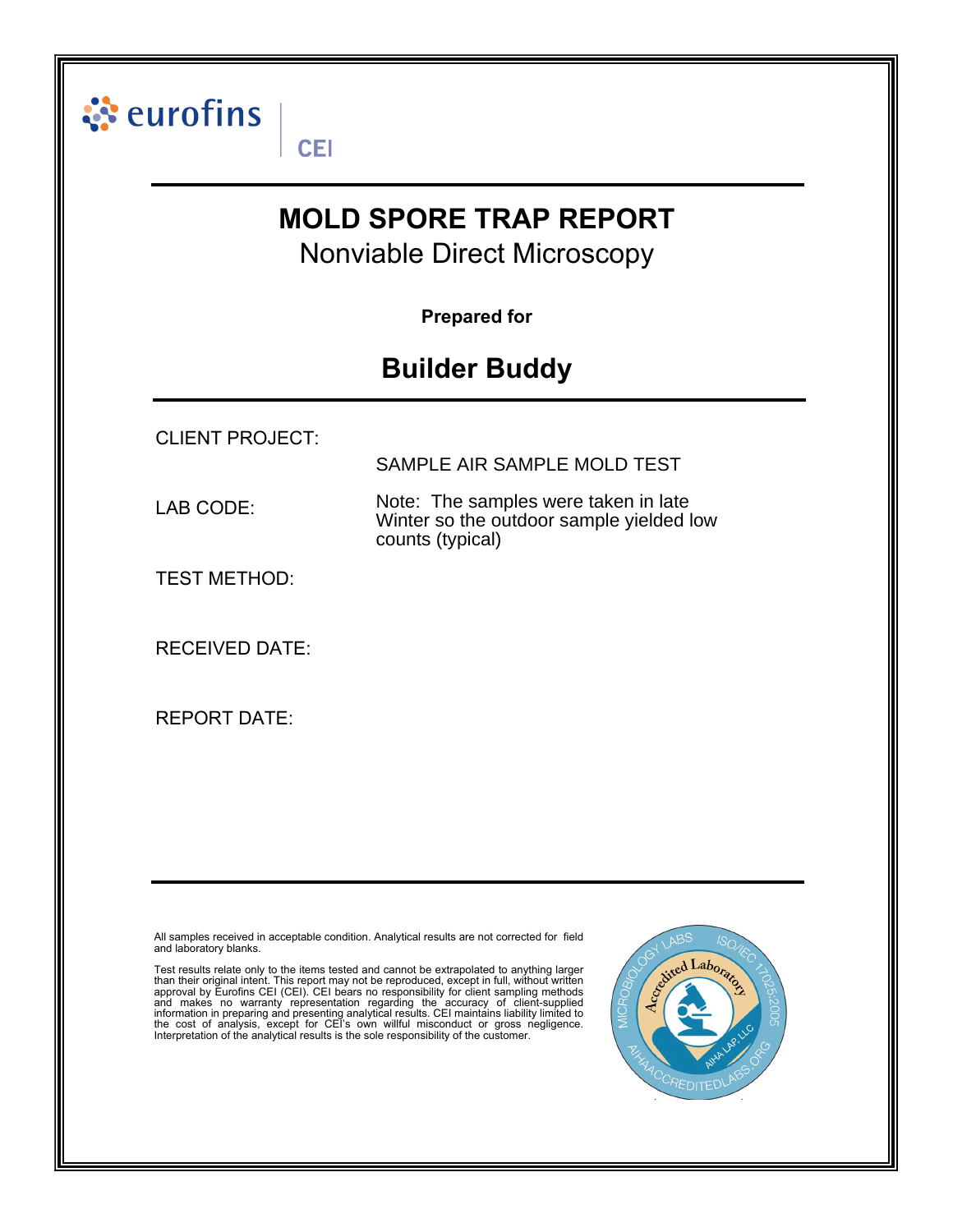eurofins | CEI

# MOLD SPORE TRAP REPORT

## Nonviable Direct Microscopy

**Prepared for**

## Builder Buddy

CLIENT PROJECT: SAMPLE AIR SAMPLE MOLD TEST

LAB CODE: Note: The samples were taken in late Winter so the outdoor sample yielded low counts (typical)

TEST METHOD:

RECEIVED DATE:

REPORT DATE:

All samples received in acceptable condition. Analytical results are not corrected for field and laboratory blanks.

Test results relate only to the items tested and cannot be extrapolated to anything larger than their original intent. This report may not be reproduced, except in full, without written approval by Eurofins CEI (CEI). CEI bears no responsibility for client sampling methods and makes no warranty representation regarding the accuracy of client-supplied information in preparing and presenting analytical results. CEI maintains liability limited to the cost of analysis, except for CEI's own willful misconduct or gross negligence. Interpretation of the analytical results is the sole responsibility of the customer.

MICROBIOLOGY LABS · Accredited Laboratory · ISO/IEC 17025:2005 · AIHA LAP, LLC · AIHAACCREDITEDLABS.ORG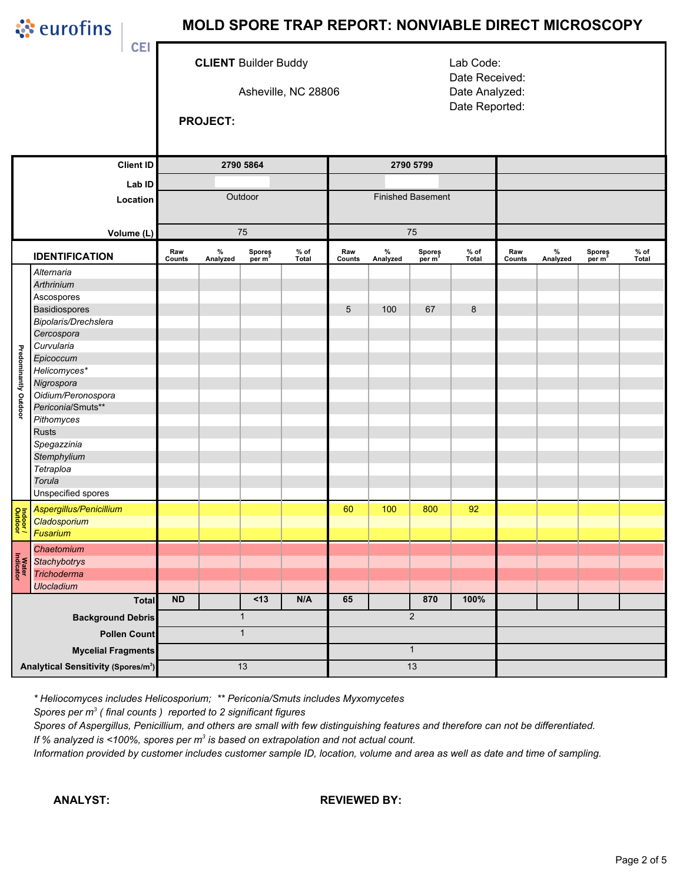eurofins CEI

# MOLD SPORE TRAP REPORT: NONVIABLE DIRECT MICROSCOPY

**CLIENT** Builder Buddy

Asheville, NC 28806

**PROJECT:**

Lab Code:
Date Received:
Date Analyzed:
Date Reported:

| Client ID | 2790 5864 | | | | 2790 5799 | | | | | | | |
|---|---|---|---|---|---|---|---|---|---|---|---|---|
| Lab ID | | | | | | | | | | | | |
| Location | Outdoor | | | | Finished Basement | | | | | | | |
| Volume (L) | 75 | | | | 75 | | | | | | | |
| **IDENTIFICATION** | Raw Counts | % Analyzed | Spores per $m^3$ | % of Total | Raw Counts | % Analyzed | Spores per $m^3$ | % of Total | Raw Counts | % Analyzed | Spores per $m^3$ | % of Total |
| **Predominantly Outdoor** | | | | | | | | | | | | |
| *Alternaria* | | | | | | | | | | | | |
| *Arthrinium* | | | | | | | | | | | | |
| Ascospores | | | | | | | | | | | | |
| Basidiospores | | | | | 5 | 100 | 67 | 8 | | | | |
| *Bipolaris/Drechslera* | | | | | | | | | | | | |
| *Cercospora* | | | | | | | | | | | | |
| *Curvularia* | | | | | | | | | | | | |
| *Epicoccum* | | | | | | | | | | | | |
| *Helicomyces** | | | | | | | | | | | | |
| *Nigrospora* | | | | | | | | | | | | |
| *Oidium/Peronospora* | | | | | | | | | | | | |
| *Periconia*/Smuts** | | | | | | | | | | | | |
| *Pithomyces* | | | | | | | | | | | | |
| Rusts | | | | | | | | | | | | |
| *Spegazzinia* | | | | | | | | | | | | |
| *Stemphylium* | | | | | | | | | | | | |
| *Tetraploa* | | | | | | | | | | | | |
| *Torula* | | | | | | | | | | | | |
| Unspecified spores | | | | | | | | | | | | |
| **Indoor / Outdoor** | | | | | | | | | | | | |
| *Aspergillus/Penicillium* | | | | | 60 | 100 | 800 | 92 | | | | |
| *Cladosporium* | | | | | | | | | | | | |
| *Fusarium* | | | | | | | | | | | | |
| **Water Indicator** | | | | | | | | | | | | |
| *Chaetomium* | | | | | | | | | | | | |
| *Stachybotrys* | | | | | | | | | | | | |
| *Trichoderma* | | | | | | | | | | | | |
| *Ulocladium* | | | | | | | | | | | | |
| **Total** | **ND** | | **<13** | **N/A** | **65** | | **870** | **100%** | | | | |
| **Background Debris** | 1 | | | | 2 | | | | | | | |
| **Pollen Count** | 1 | | | | | | | | | | | |
| **Mycelial Fragments** | | | | | 1 | | | | | | | |
| **Analytical Sensitivity (Spores/$m^3$)** | 13 | | | | 13 | | | | | | | |

*\* Heliocomyces includes Helicosporium;  \*\* Periconia/Smuts includes Myxomycetes*

*Spores per $m^3$ ( final counts )  reported to 2 significant figures*

*Spores of Aspergillus, Penicillium, and others are small with few distinguishing features and therefore can not be differentiated.*

*If % analyzed is <100%, spores per $m^3$ is based on extrapolation and not actual count.*

*Information provided by customer includes customer sample ID, location, volume and area as well as date and time of sampling.*

**ANALYST:**

**REVIEWED BY:**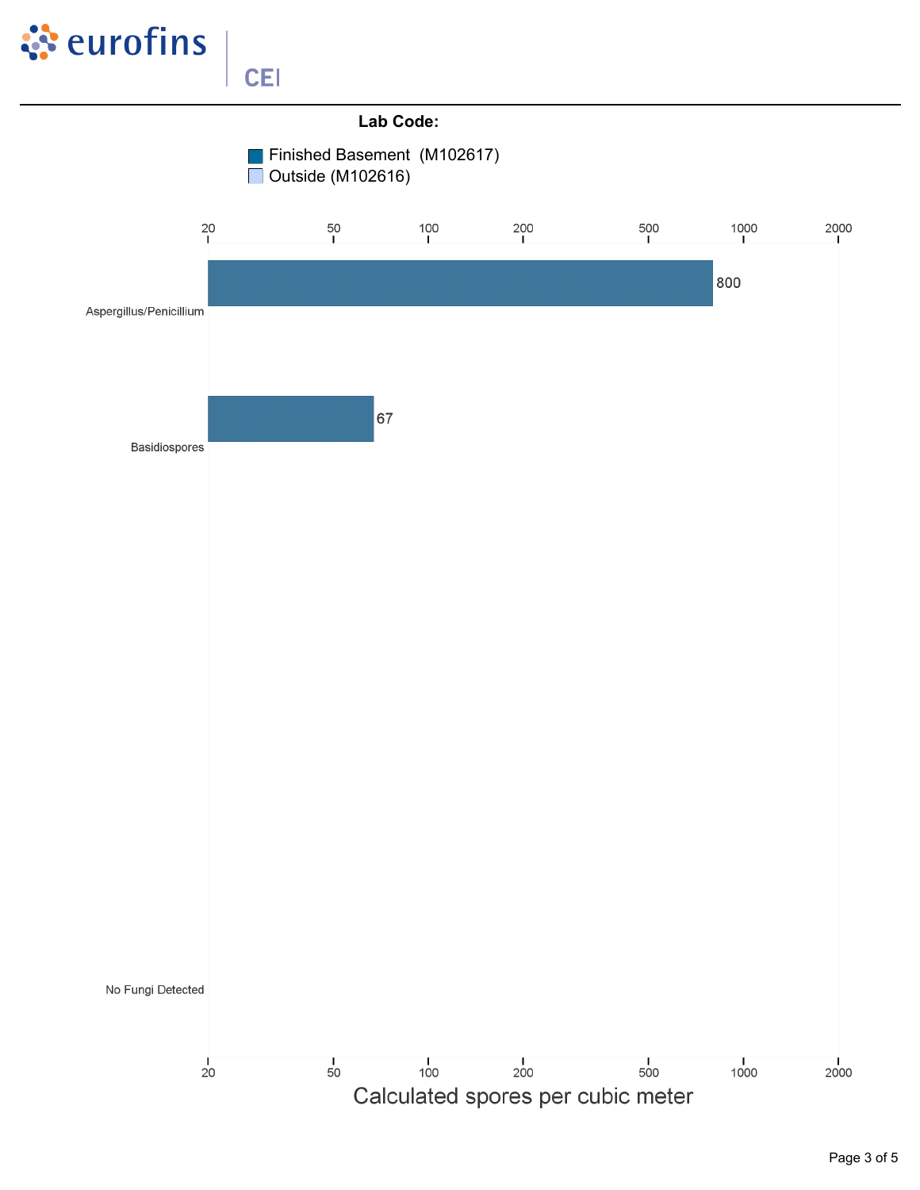**Lab Code:**

- Finished Basement (M102617)
- Outside (M102616)

| Category | Finished Basement (M102617) | Outside (M102616) |
|---|---|---|
| Aspergillus/Penicillium | 800 | |
| Basidiospores | 67 | |
| No Fungi Detected | | |

Calculated spores per cubic meter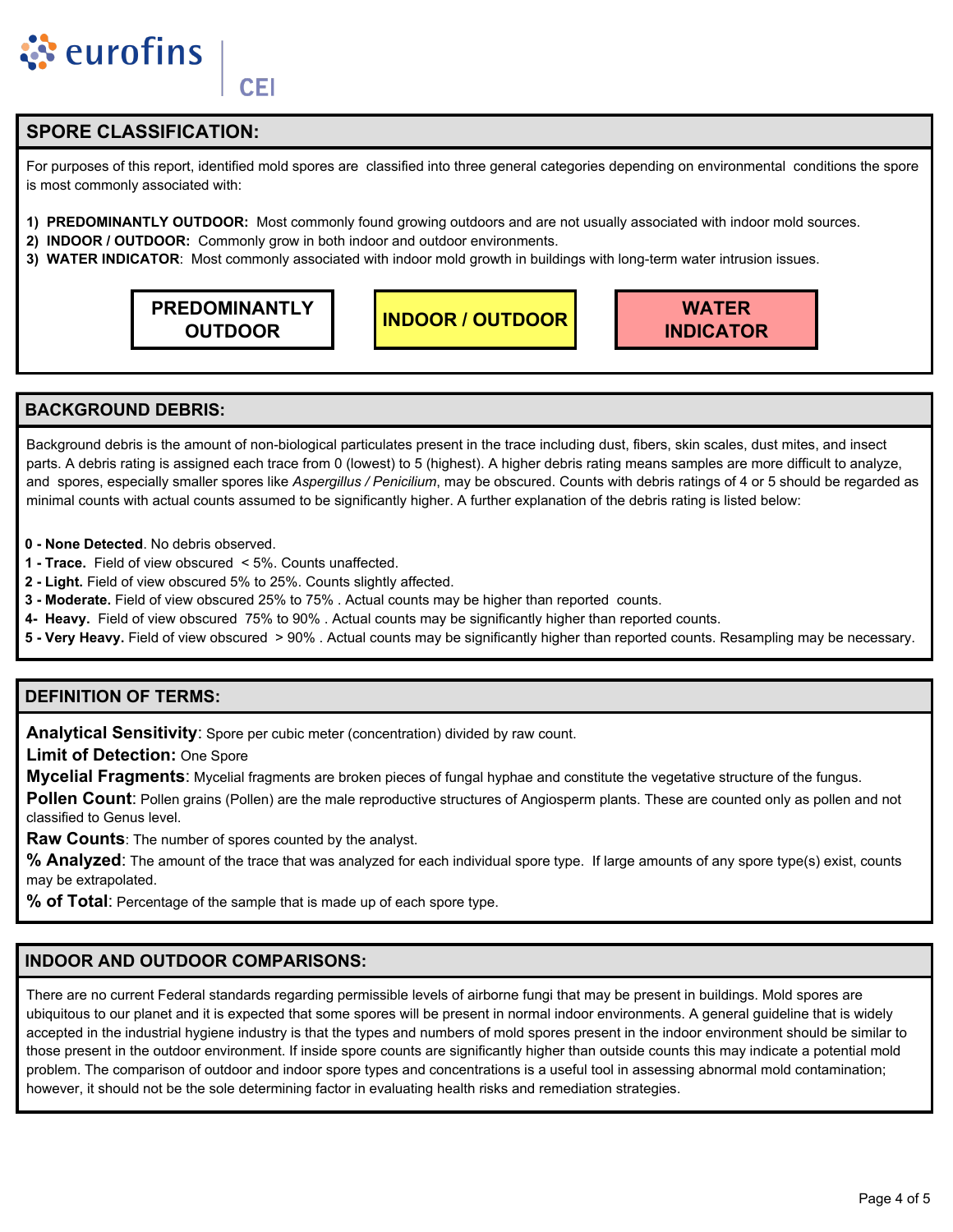## SPORE CLASSIFICATION:

For purposes of this report, identified mold spores are classified into three general categories depending on environmental conditions the spore is most commonly associated with:

1) **PREDOMINANTLY OUTDOOR:** Most commonly found growing outdoors and are not usually associated with indoor mold sources.
2) **INDOOR / OUTDOOR:** Commonly grow in both indoor and outdoor environments.
3) **WATER INDICATOR**: Most commonly associated with indoor mold growth in buildings with long-term water intrusion issues.

| PREDOMINANTLY OUTDOOR | INDOOR / OUTDOOR | WATER INDICATOR |
|---|---|---|

## BACKGROUND DEBRIS:

Background debris is the amount of non-biological particulates present in the trace including dust, fibers, skin scales, dust mites, and insect parts. A debris rating is assigned each trace from 0 (lowest) to 5 (highest). A higher debris rating means samples are more difficult to analyze, and spores, especially smaller spores like *Aspergillus / Penicilium*, may be obscured. Counts with debris ratings of 4 or 5 should be regarded as minimal counts with actual counts assumed to be significantly higher. A further explanation of the debris rating is listed below:

**0 - None Detected**. No debris observed.
**1 - Trace.** Field of view obscured < 5%. Counts unaffected.
**2 - Light.** Field of view obscured 5% to 25%. Counts slightly affected.
**3 - Moderate.** Field of view obscured 25% to 75% . Actual counts may be higher than reported counts.
**4- Heavy.** Field of view obscured 75% to 90% . Actual counts may be significantly higher than reported counts.
**5 - Very Heavy.** Field of view obscured > 90% . Actual counts may be significantly higher than reported counts. Resampling may be necessary.

## DEFINITION OF TERMS:

**Analytical Sensitivity**: Spore per cubic meter (concentration) divided by raw count.

**Limit of Detection:** One Spore

**Mycelial Fragments**: Mycelial fragments are broken pieces of fungal hyphae and constitute the vegetative structure of the fungus.

**Pollen Count**: Pollen grains (Pollen) are the male reproductive structures of Angiosperm plants. These are counted only as pollen and not classified to Genus level.

**Raw Counts**: The number of spores counted by the analyst.

**% Analyzed**: The amount of the trace that was analyzed for each individual spore type. If large amounts of any spore type(s) exist, counts may be extrapolated.

**% of Total**: Percentage of the sample that is made up of each spore type.

## INDOOR AND OUTDOOR COMPARISONS:

There are no current Federal standards regarding permissible levels of airborne fungi that may be present in buildings. Mold spores are ubiquitous to our planet and it is expected that some spores will be present in normal indoor environments. A general guideline that is widely accepted in the industrial hygiene industry is that the types and numbers of mold spores present in the indoor environment should be similar to those present in the outdoor environment. If inside spore counts are significantly higher than outside counts this may indicate a potential mold problem. The comparison of outdoor and indoor spore types and concentrations is a useful tool in assessing abnormal mold contamination; however, it should not be the sole determining factor in evaluating health risks and remediation strategies.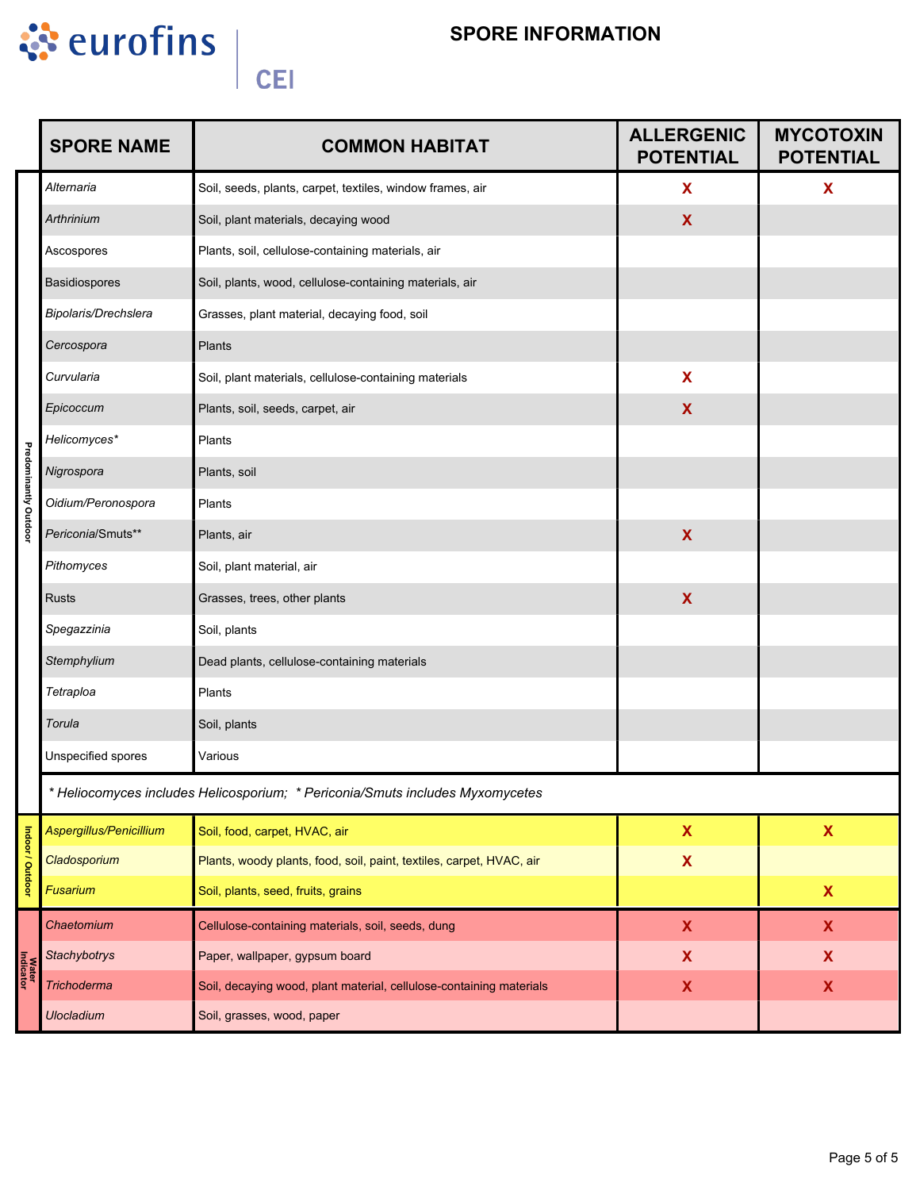# SPORE INFORMATION

| | SPORE NAME | COMMON HABITAT | ALLERGENIC POTENTIAL | MYCOTOXIN POTENTIAL |
|---|---|---|---|---|
| Predominantly Outdoor | *Alternaria* | Soil, seeds, plants, carpet, textiles, window frames, air | X | X |
| | *Arthrinium* | Soil, plant materials, decaying wood | X | |
| | Ascospores | Plants, soil, cellulose-containing materials, air | | |
| | Basidiospores | Soil, plants, wood, cellulose-containing materials, air | | |
| | *Bipolaris/Drechslera* | Grasses, plant material, decaying food, soil | | |
| | *Cercospora* | Plants | | |
| | *Curvularia* | Soil, plant materials, cellulose-containing materials | X | |
| | *Epicoccum* | Plants, soil, seeds, carpet, air | X | |
| | *Helicomyces** | Plants | | |
| | *Nigrospora* | Plants, soil | | |
| | *Oidium/Peronospora* | Plants | | |
| | *Periconia*/Smuts** | Plants, air | X | |
| | *Pithomyces* | Soil, plant material, air | | |
| | Rusts | Grasses, trees, other plants | X | |
| | *Spegazzinia* | Soil, plants | | |
| | *Stemphylium* | Dead plants, cellulose-containing materials | | |
| | *Tetraploa* | Plants | | |
| | *Torula* | Soil, plants | | |
| | Unspecified spores | Various | | |
| Indoor / Outdoor | *Aspergillus/Penicillium* | Soil, food, carpet, HVAC, air | X | X |
| | *Cladosporium* | Plants, woody plants, food, soil, paint, textiles, carpet, HVAC, air | X | |
| | *Fusarium* | Soil, plants, seed, fruits, grains | | X |
| Water Indicator | *Chaetomium* | Cellulose-containing materials, soil, seeds, dung | X | X |
| | *Stachybotrys* | Paper, wallpaper, gypsum board | X | X |
| | *Trichoderma* | Soil, decaying wood, plant material, cellulose-containing materials | X | X |
| | *Ulocladium* | Soil, grasses, wood, paper | | |

*\* Heliocomyces includes Helicosporium;  \* Periconia/Smuts includes Myxomycetes*